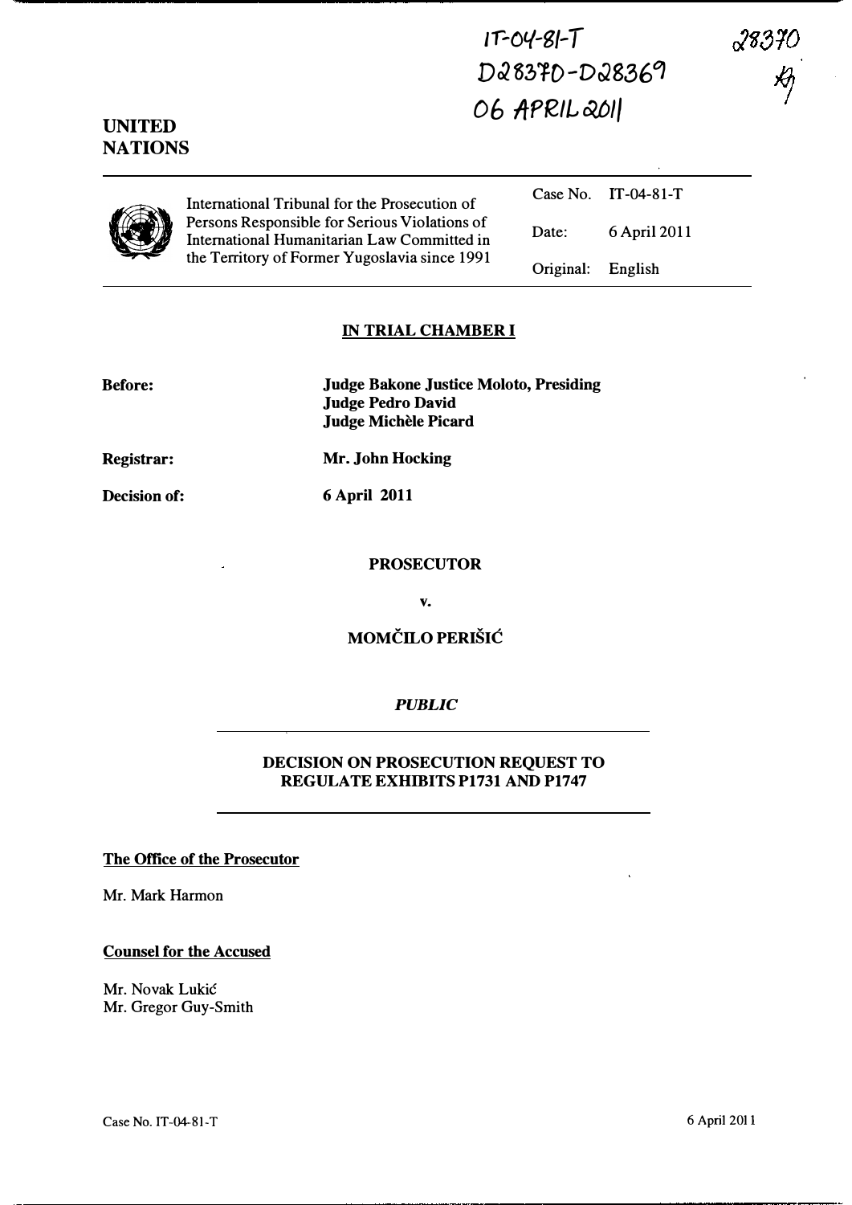IT-04-81-T
D28370-D28369
06 APRIL 2011

28370

**UNITED NATIONS**

| International Tribunal for the Prosecution of Persons Responsible for Serious Violations of International Humanitarian Law Committed in the Territory of Former Yugoslavia since 1991 | Case No. | IT-04-81-T |
|---|---|---|
| | Date: | 6 April 2011 |
| | Original: | English |

## IN TRIAL CHAMBER I

**Before:** **Judge Bakone Justice Moloto, Presiding**
**Judge Pedro David**
**Judge Michèle Picard**

**Registrar:** **Mr. John Hocking**

**Decision of:** **6 April 2011**

**PROSECUTOR**

**v.**

**MOMČILO PERIŠIĆ**

*PUBLIC*

**DECISION ON PROSECUTION REQUEST TO REGULATE EXHIBITS P1731 AND P1747**

**The Office of the Prosecutor**

Mr. Mark Harmon

**Counsel for the Accused**

Mr. Novak Lukić
Mr. Gregor Guy-Smith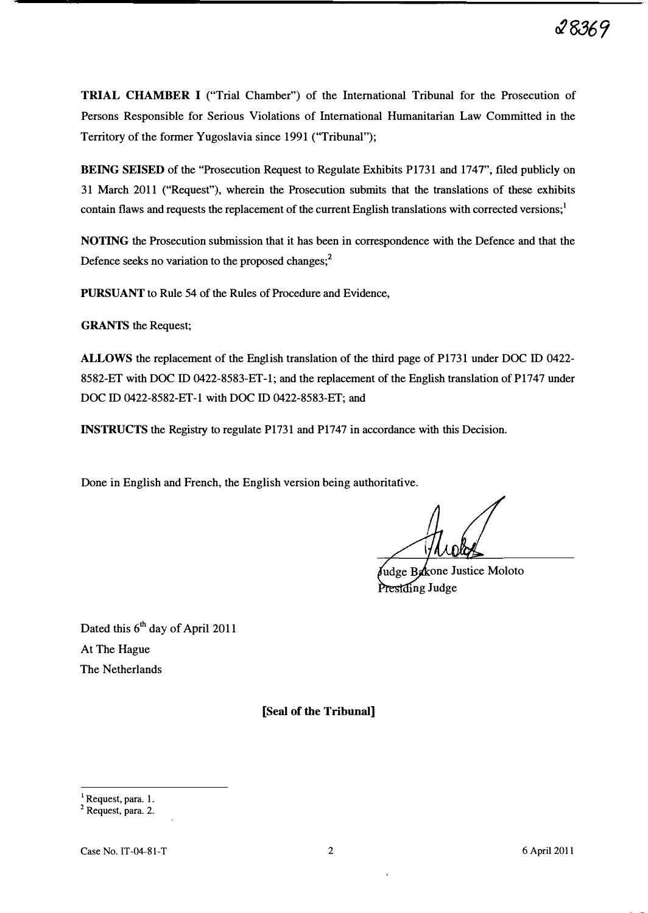28369

**TRIAL CHAMBER I** ("Trial Chamber") of the International Tribunal for the Prosecution of Persons Responsible for Serious Violations of International Humanitarian Law Committed in the Territory of the former Yugoslavia since 1991 ("Tribunal");

**BEING SEISED** of the "Prosecution Request to Regulate Exhibits P1731 and 1747", filed publicly on 31 March 2011 ("Request"), wherein the Prosecution submits that the translations of these exhibits contain flaws and requests the replacement of the current English translations with corrected versions;[1]

**NOTING** the Prosecution submission that it has been in correspondence with the Defence and that the Defence seeks no variation to the proposed changes;[2]

**PURSUANT** to Rule 54 of the Rules of Procedure and Evidence,

**GRANTS** the Request;

**ALLOWS** the replacement of the English translation of the third page of P1731 under DOC ID 0422-8582-ET with DOC ID 0422-8583-ET-1; and the replacement of the English translation of P1747 under DOC ID 0422-8582-ET-1 with DOC ID 0422-8583-ET; and

**INSTRUCTS** the Registry to regulate P1731 and P1747 in accordance with this Decision.

Done in English and French, the English version being authoritative.

Judge Bakone Justice Moloto
Presiding Judge

Dated this 6th day of April 2011
At The Hague
The Netherlands

**[Seal of the Tribunal]**

---

[1] Request, para. 1.
[2] Request, para. 2.

Case No. IT-04-81-T 6 April 2011